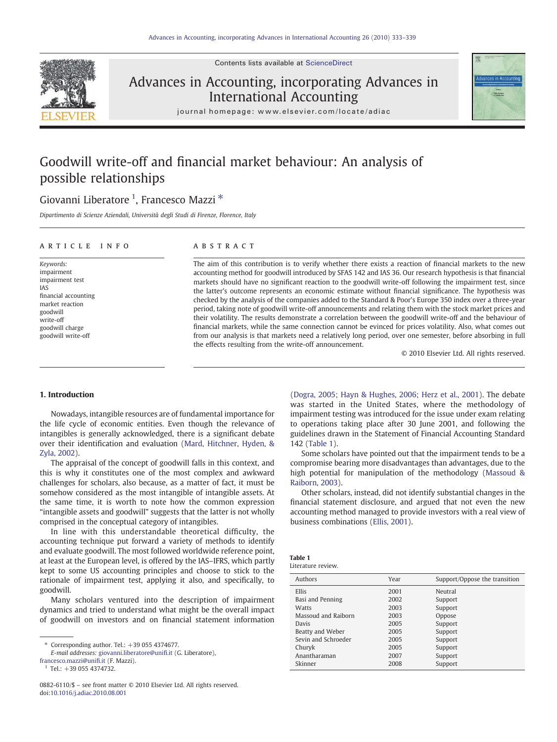# Goodwill write-off and financial market behaviour: An analysis of possible relationships

Giovanni Liberatore [1], Francesco Mazzi *

*Dipartimento di Scienze Aziendali, Università degli Studi di Firenze, Florence, Italy*

## ARTICLE INFO

*Keywords:*
impairment
impairment test
IAS
financial accounting
market reaction
goodwill
write-off
goodwill charge
goodwill write-off

## ABSTRACT

The aim of this contribution is to verify whether there exists a reaction of financial markets to the new accounting method for goodwill introduced by SFAS 142 and IAS 36. Our research hypothesis is that financial markets should have no significant reaction to the goodwill write-off following the impairment test, since the latter's outcome represents an economic estimate without financial significance. The hypothesis was checked by the analysis of the companies added to the Standard & Poor's Europe 350 index over a three-year period, taking note of goodwill write-off announcements and relating them with the stock market prices and their volatility. The results demonstrate a correlation between the goodwill write-off and the behaviour of financial markets, while the same connection cannot be evinced for prices volatility. Also, what comes out from our analysis is that markets need a relatively long period, over one semester, before absorbing in full the effects resulting from the write-off announcement.

© 2010 Elsevier Ltd. All rights reserved.

## 1. Introduction

Nowadays, intangible resources are of fundamental importance for the life cycle of economic entities. Even though the relevance of intangibles is generally acknowledged, there is a significant debate over their identification and evaluation (Mard, Hitchner, Hyden, & Zyla, 2002).

The appraisal of the concept of goodwill falls in this context, and this is why it constitutes one of the most complex and awkward challenges for scholars, also because, as a matter of fact, it must be somehow considered as the most intangible of intangible assets. At the same time, it is worth to note how the common expression "intangible assets and goodwill" suggests that the latter is not wholly comprised in the conceptual category of intangibles.

In line with this understandable theoretical difficulty, the accounting technique put forward a variety of methods to identify and evaluate goodwill. The most followed worldwide reference point, at least at the European level, is offered by the IAS–IFRS, which partly kept to some US accounting principles and choose to stick to the rationale of impairment test, applying it also, and specifically, to goodwill.

Many scholars ventured into the description of impairment dynamics and tried to understand what might be the overall impact of goodwill on investors and on financial statement information (Dogra, 2005; Hayn & Hughes, 2006; Herz et al., 2001). The debate was started in the United States, where the methodology of impairment testing was introduced for the issue under exam relating to operations taking place after 30 June 2001, and following the guidelines drawn in the Statement of Financial Accounting Standard 142 (Table 1).

Some scholars have pointed out that the impairment tends to be a compromise bearing more disadvantages than advantages, due to the high potential for manipulation of the methodology (Massoud & Raiborn, 2003).

Other scholars, instead, did not identify substantial changes in the financial statement disclosure, and argued that not even the new accounting method managed to provide investors with a real view of business combinations (Ellis, 2001).

**Table 1**
Literature review.

| Authors | Year | Support/Oppose the transition |
|---|---|---|
| Ellis | 2001 | Neutral |
| Basi and Penning | 2002 | Support |
| Watts | 2003 | Support |
| Massoud and Raiborn | 2003 | Oppose |
| Davis | 2005 | Support |
| Beatty and Weber | 2005 | Support |
| Sevin and Schroeder | 2005 | Support |
| Churyk | 2005 | Support |
| Anantharaman | 2007 | Support |
| Skinner | 2008 | Support |

* Corresponding author. Tel.: +39 055 4374677.
*E-mail addresses:* giovanni.liberatore@unifi.it (G. Liberatore), francesco.mazzi@unifi.it (F. Mazzi).
[1] Tel.: +39 055 4374732.

0882-6110/$ – see front matter © 2010 Elsevier Ltd. All rights reserved.
doi:10.1016/j.adiac.2010.08.001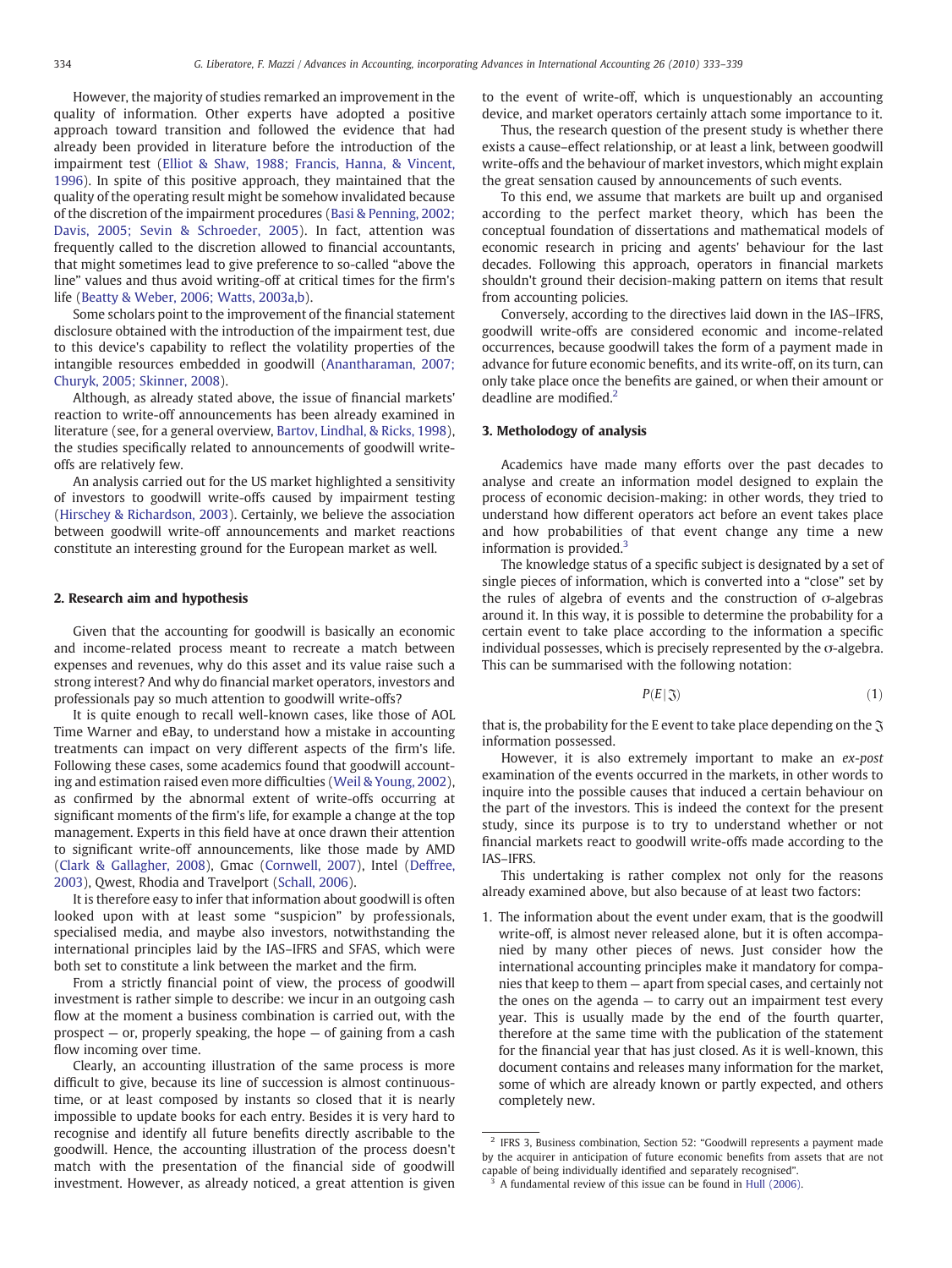However, the majority of studies remarked an improvement in the quality of information. Other experts have adopted a positive approach toward transition and followed the evidence that had already been provided in literature before the introduction of the impairment test (Elliot & Shaw, 1988; Francis, Hanna, & Vincent, 1996). In spite of this positive approach, they maintained that the quality of the operating result might be somehow invalidated because of the discretion of the impairment procedures (Basi & Penning, 2002; Davis, 2005; Sevin & Schroeder, 2005). In fact, attention was frequently called to the discretion allowed to financial accountants, that might sometimes lead to give preference to so-called "above the line" values and thus avoid writing-off at critical times for the firm's life (Beatty & Weber, 2006; Watts, 2003a,b).

Some scholars point to the improvement of the financial statement disclosure obtained with the introduction of the impairment test, due to this device's capability to reflect the volatility properties of the intangible resources embedded in goodwill (Anantharaman, 2007; Churyk, 2005; Skinner, 2008).

Although, as already stated above, the issue of financial markets' reaction to write-off announcements has been already examined in literature (see, for a general overview, Bartov, Lindhal, & Ricks, 1998), the studies specifically related to announcements of goodwill write-offs are relatively few.

An analysis carried out for the US market highlighted a sensitivity of investors to goodwill write-offs caused by impairment testing (Hirschey & Richardson, 2003). Certainly, we believe the association between goodwill write-off announcements and market reactions constitute an interesting ground for the European market as well.

## 2. Research aim and hypothesis

Given that the accounting for goodwill is basically an economic and income-related process meant to recreate a match between expenses and revenues, why do this asset and its value raise such a strong interest? And why do financial market operators, investors and professionals pay so much attention to goodwill write-offs?

It is quite enough to recall well-known cases, like those of AOL Time Warner and eBay, to understand how a mistake in accounting treatments can impact on very different aspects of the firm's life. Following these cases, some academics found that goodwill accounting and estimation raised even more difficulties (Weil & Young, 2002), as confirmed by the abnormal extent of write-offs occurring at significant moments of the firm's life, for example a change at the top management. Experts in this field have at once drawn their attention to significant write-off announcements, like those made by AMD (Clark & Gallagher, 2008), Gmac (Cornwell, 2007), Intel (Deffree, 2003), Qwest, Rhodia and Travelport (Schall, 2006).

It is therefore easy to infer that information about goodwill is often looked upon with at least some "suspicion" by professionals, specialised media, and maybe also investors, notwithstanding the international principles laid by the IAS–IFRS and SFAS, which were both set to constitute a link between the market and the firm.

From a strictly financial point of view, the process of goodwill investment is rather simple to describe: we incur in an outgoing cash flow at the moment a business combination is carried out, with the prospect — or, properly speaking, the hope — of gaining from a cash flow incoming over time.

Clearly, an accounting illustration of the same process is more difficult to give, because its line of succession is almost continuous-time, or at least composed by instants so closed that it is nearly impossible to update books for each entry. Besides it is very hard to recognise and identify all future benefits directly ascribable to the goodwill. Hence, the accounting illustration of the process doesn't match with the presentation of the financial side of goodwill investment. However, as already noticed, a great attention is given to the event of write-off, which is unquestionably an accounting device, and market operators certainly attach some importance to it.

Thus, the research question of the present study is whether there exists a cause–effect relationship, or at least a link, between goodwill write-offs and the behaviour of market investors, which might explain the great sensation caused by announcements of such events.

To this end, we assume that markets are built up and organised according to the perfect market theory, which has been the conceptual foundation of dissertations and mathematical models of economic research in pricing and agents' behaviour for the last decades. Following this approach, operators in financial markets shouldn't ground their decision-making pattern on items that result from accounting policies.

Conversely, according to the directives laid down in the IAS–IFRS, goodwill write-offs are considered economic and income-related occurrences, because goodwill takes the form of a payment made in advance for future economic benefits, and its write-off, on its turn, can only take place once the benefits are gained, or when their amount or deadline are modified.[2]

## 3. Methodology of analysis

Academics have made many efforts over the past decades to analyse and create an information model designed to explain the process of economic decision-making: in other words, they tried to understand how different operators act before an event takes place and how probabilities of that event change any time a new information is provided.[3]

The knowledge status of a specific subject is designated by a set of single pieces of information, which is converted into a "close" set by the rules of algebra of events and the construction of σ-algebras around it. In this way, it is possible to determine the probability for a certain event to take place according to the information a specific individual possesses, which is precisely represented by the σ-algebra. This can be summarised with the following notation:

$$P(E|\mathfrak{I}) \tag{1}$$

that is, the probability for the E event to take place depending on the $\mathfrak{I}$ information possessed.

However, it is also extremely important to make an *ex-post* examination of the events occurred in the markets, in other words to inquire into the possible causes that induced a certain behaviour on the part of the investors. This is indeed the context for the present study, since its purpose is to try to understand whether or not financial markets react to goodwill write-offs made according to the IAS–IFRS.

This undertaking is rather complex not only for the reasons already examined above, but also because of at least two factors:

1. The information about the event under exam, that is the goodwill write-off, is almost never released alone, but it is often accompanied by many other pieces of news. Just consider how the international accounting principles make it mandatory for companies that keep to them — apart from special cases, and certainly not the ones on the agenda — to carry out an impairment test every year. This is usually made by the end of the fourth quarter, therefore at the same time with the publication of the statement for the financial year that has just closed. As it is well-known, this document contains and releases many information for the market, some of which are already known or partly expected, and others completely new.

[2] IFRS 3, Business combination, Section 52: "Goodwill represents a payment made by the acquirer in anticipation of future economic benefits from assets that are not capable of being individually identified and separately recognised".

[3] A fundamental review of this issue can be found in Hull (2006).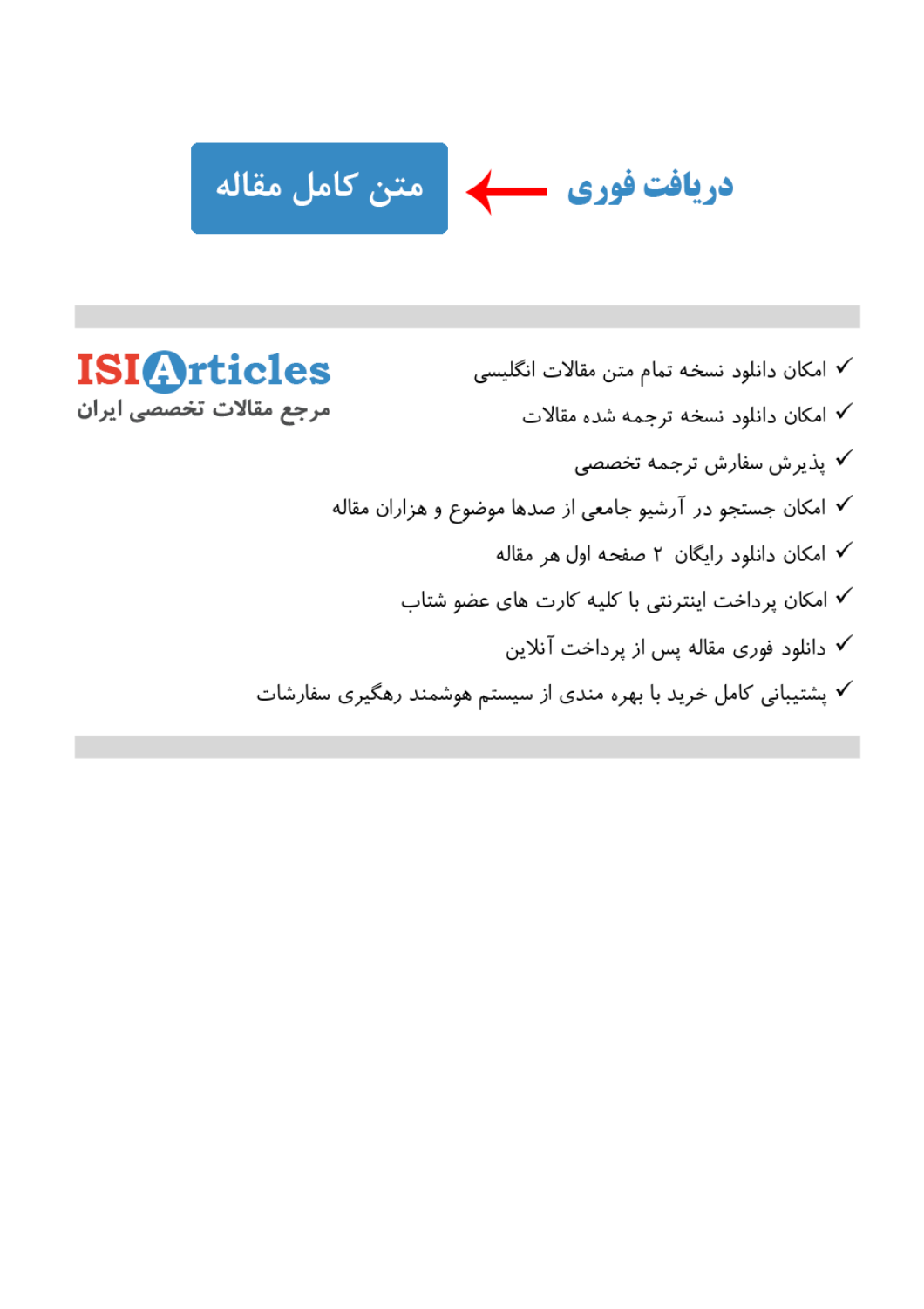دریافت فوری ← **متن کامل مقاله**

**ISIArticles**
مرجع مقالات تخصصی ایران

- ✓ امکان دانلود نسخه تمام متن مقالات انگلیسی
- ✓ امکان دانلود نسخه ترجمه شده مقالات
- ✓ پذیرش سفارش ترجمه تخصصی
- ✓ امکان جستجو در آرشیو جامعی از صدها موضوع و هزاران مقاله
- ✓ امکان دانلود رایگان ۲ صفحه اول هر مقاله
- ✓ امکان پرداخت اینترنتی با کلیه کارت های عضو شتاب
- ✓ دانلود فوری مقاله پس از پرداخت آنلاین
- ✓ پشتیبانی کامل خرید با بهره مندی از سیستم هوشمند رهگیری سفارشات